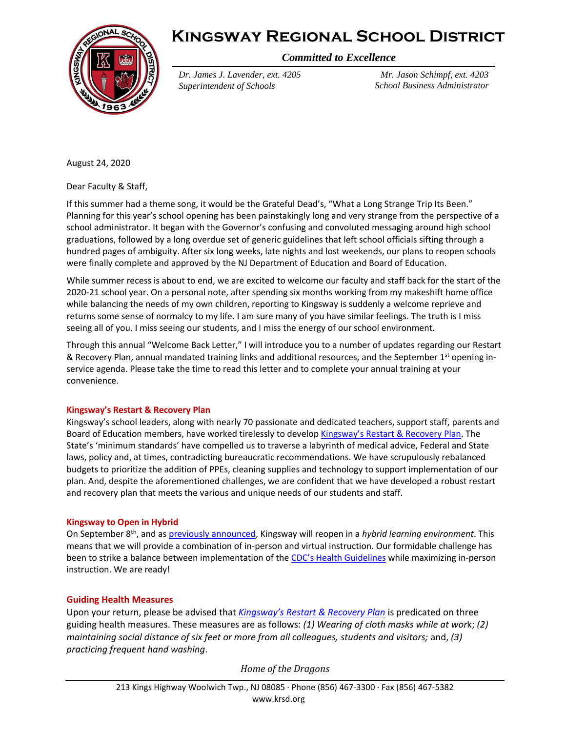# Kingsway Regional School District

*Committed to Excellence*

*Dr. James J. Lavender, ext. 4205*
*Superintendent of Schools*

*Mr. Jason Schimpf, ext. 4203*
*School Business Administrator*

August 24, 2020

Dear Faculty & Staff,

If this summer had a theme song, it would be the Grateful Dead's, "What a Long Strange Trip Its Been." Planning for this year's school opening has been painstakingly long and very strange from the perspective of a school administrator. It began with the Governor's confusing and convoluted messaging around high school graduations, followed by a long overdue set of generic guidelines that left school officials sifting through a hundred pages of ambiguity. After six long weeks, late nights and lost weekends, our plans to reopen schools were finally complete and approved by the NJ Department of Education and Board of Education.

While summer recess is about to end, we are excited to welcome our faculty and staff back for the start of the 2020-21 school year. On a personal note, after spending six months working from my makeshift home office while balancing the needs of my own children, reporting to Kingsway is suddenly a welcome reprieve and returns some sense of normalcy to my life. I am sure many of you have similar feelings. The truth is I miss seeing all of you. I miss seeing our students, and I miss the energy of our school environment.

Through this annual "Welcome Back Letter," I will introduce you to a number of updates regarding our Restart & Recovery Plan, annual mandated training links and additional resources, and the September 1st opening in-service agenda. Please take the time to read this letter and to complete your annual training at your convenience.

**Kingsway's Restart & Recovery Plan**

Kingsway's school leaders, along with nearly 70 passionate and dedicated teachers, support staff, parents and Board of Education members, have worked tirelessly to develop Kingsway's Restart & Recovery Plan. The State's 'minimum standards' have compelled us to traverse a labyrinth of medical advice, Federal and State laws, policy and, at times, contradicting bureaucratic recommendations. We have scrupulously rebalanced budgets to prioritize the addition of PPEs, cleaning supplies and technology to support implementation of our plan. And, despite the aforementioned challenges, we are confident that we have developed a robust restart and recovery plan that meets the various and unique needs of our students and staff.

**Kingsway to Open in Hybrid**

On September 8th, and as previously announced, Kingsway will reopen in a *hybrid learning environment*. This means that we will provide a combination of in-person and virtual instruction. Our formidable challenge has been to strike a balance between implementation of the CDC's Health Guidelines while maximizing in-person instruction. We are ready!

**Guiding Health Measures**

Upon your return, please be advised that *Kingsway's Restart & Recovery Plan* is predicated on three guiding health measures. These measures are as follows: *(1) Wearing of cloth masks while at work*; *(2) maintaining social distance of six feet or more from all colleagues, students and visitors;* and, *(3) practicing frequent hand washing*.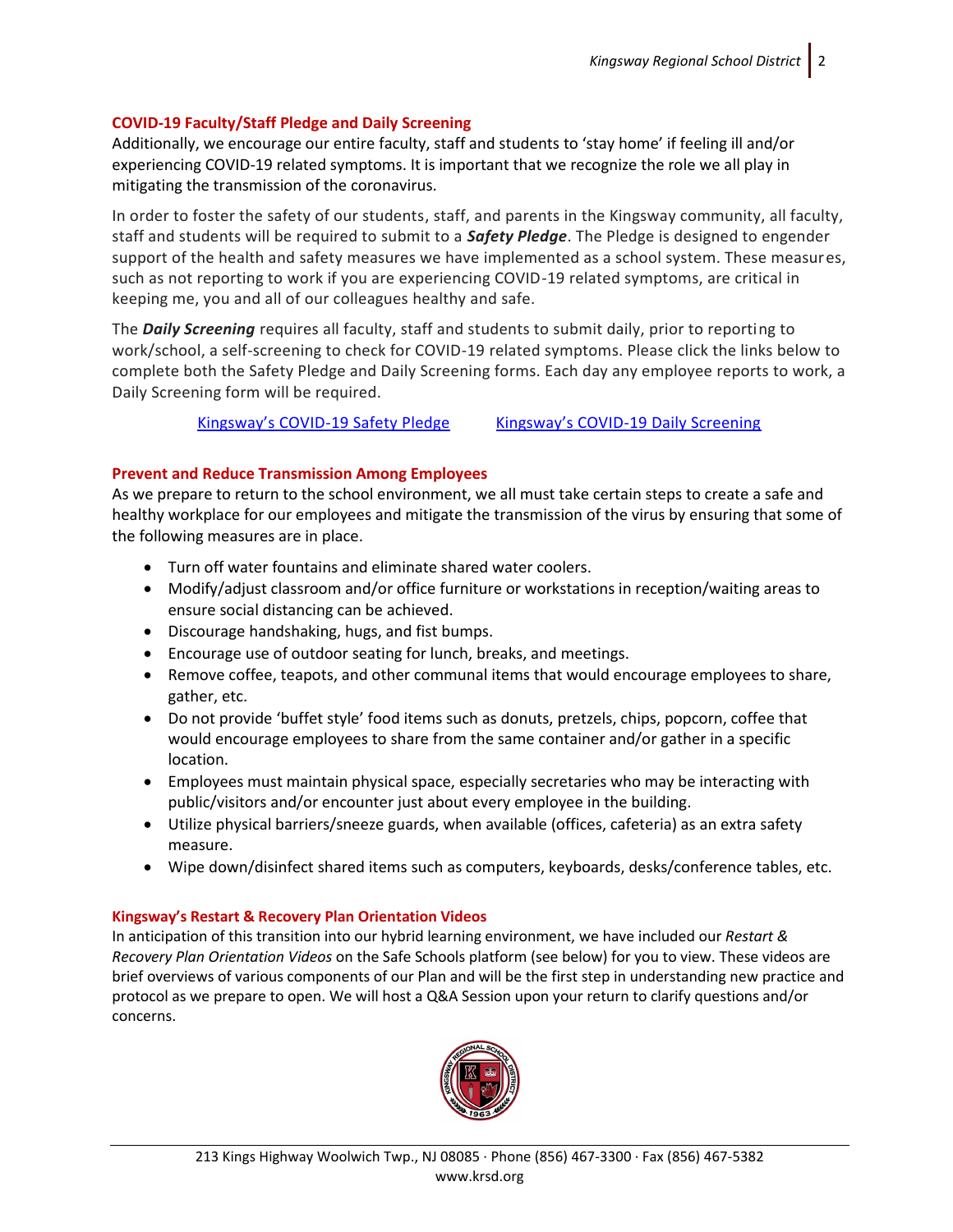## COVID-19 Faculty/Staff Pledge and Daily Screening

Additionally, we encourage our entire faculty, staff and students to 'stay home' if feeling ill and/or experiencing COVID-19 related symptoms. It is important that we recognize the role we all play in mitigating the transmission of the coronavirus.

In order to foster the safety of our students, staff, and parents in the Kingsway community, all faculty, staff and students will be required to submit to a ***Safety Pledge***. The Pledge is designed to engender support of the health and safety measures we have implemented as a school system. These measures, such as not reporting to work if you are experiencing COVID-19 related symptoms, are critical in keeping me, you and all of our colleagues healthy and safe.

The ***Daily Screening*** requires all faculty, staff and students to submit daily, prior to reporting to work/school, a self-screening to check for COVID-19 related symptoms. Please click the links below to complete both the Safety Pledge and Daily Screening forms. Each day any employee reports to work, a Daily Screening form will be required.

Kingsway's COVID-19 Safety Pledge     Kingsway's COVID-19 Daily Screening

## Prevent and Reduce Transmission Among Employees

As we prepare to return to the school environment, we all must take certain steps to create a safe and healthy workplace for our employees and mitigate the transmission of the virus by ensuring that some of the following measures are in place.

- Turn off water fountains and eliminate shared water coolers.
- Modify/adjust classroom and/or office furniture or workstations in reception/waiting areas to ensure social distancing can be achieved.
- Discourage handshaking, hugs, and fist bumps.
- Encourage use of outdoor seating for lunch, breaks, and meetings.
- Remove coffee, teapots, and other communal items that would encourage employees to share, gather, etc.
- Do not provide 'buffet style' food items such as donuts, pretzels, chips, popcorn, coffee that would encourage employees to share from the same container and/or gather in a specific location.
- Employees must maintain physical space, especially secretaries who may be interacting with public/visitors and/or encounter just about every employee in the building.
- Utilize physical barriers/sneeze guards, when available (offices, cafeteria) as an extra safety measure.
- Wipe down/disinfect shared items such as computers, keyboards, desks/conference tables, etc.

## Kingsway's Restart & Recovery Plan Orientation Videos

In anticipation of this transition into our hybrid learning environment, we have included our *Restart & Recovery Plan Orientation Videos* on the Safe Schools platform (see below) for you to view. These videos are brief overviews of various components of our Plan and will be the first step in understanding new practice and protocol as we prepare to open. We will host a Q&A Session upon your return to clarify questions and/or concerns.

213 Kings Highway Woolwich Twp., NJ 08085 · Phone (856) 467-3300 · Fax (856) 467-5382
www.krsd.org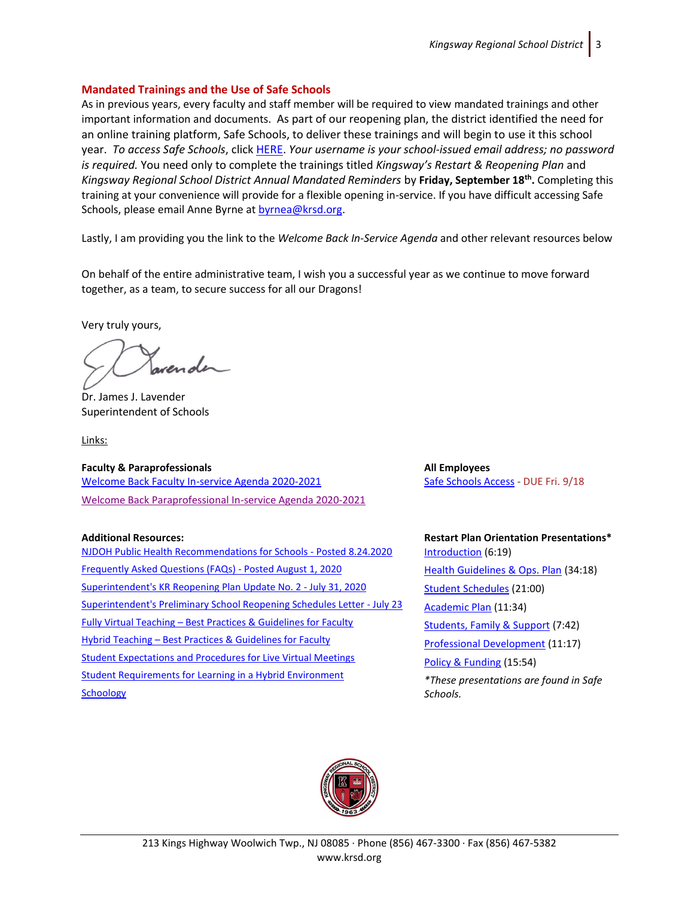## Mandated Trainings and the Use of Safe Schools

As in previous years, every faculty and staff member will be required to view mandated trainings and other important information and documents. As part of our reopening plan, the district identified the need for an online training platform, Safe Schools, to deliver these trainings and will begin to use it this school year. *To access Safe Schools*, click HERE. *Your username is your school-issued email address; no password is required.* You need only to complete the trainings titled *Kingsway's Restart & Reopening Plan* and *Kingsway Regional School District Annual Mandated Reminders* by **Friday, September 18th.** Completing this training at your convenience will provide for a flexible opening in-service. If you have difficult accessing Safe Schools, please email Anne Byrne at byrnea@krsd.org.

Lastly, I am providing you the link to the *Welcome Back In-Service Agenda* and other relevant resources below

On behalf of the entire administrative team, I wish you a successful year as we continue to move forward together, as a team, to secure success for all our Dragons!

Very truly yours,

Dr. James J. Lavender
Superintendent of Schools

Links:

**Faculty & Paraprofessionals**

Welcome Back Faculty In-service Agenda 2020-2021

Welcome Back Paraprofessional In-service Agenda 2020-2021

**All Employees**

Safe Schools Access - DUE Fri. 9/18

**Additional Resources:**

NJDOH Public Health Recommendations for Schools - Posted 8.24.2020

Frequently Asked Questions (FAQs) - Posted August 1, 2020

Superintendent's KR Reopening Plan Update No. 2 - July 31, 2020

Superintendent's Preliminary School Reopening Schedules Letter - July 23

Fully Virtual Teaching – Best Practices & Guidelines for Faculty

Hybrid Teaching – Best Practices & Guidelines for Faculty

Student Expectations and Procedures for Live Virtual Meetings

Student Requirements for Learning in a Hybrid Environment

Schoology

**Restart Plan Orientation Presentations***

Introduction (6:19)

Health Guidelines & Ops. Plan (34:18)

Student Schedules (21:00)

Academic Plan (11:34)

Students, Family & Support (7:42)

Professional Development (11:17)

Policy & Funding (15:54)

**These presentations are found in Safe Schools.*

213 Kings Highway Woolwich Twp., NJ 08085 · Phone (856) 467-3300 · Fax (856) 467-5382
www.krsd.org